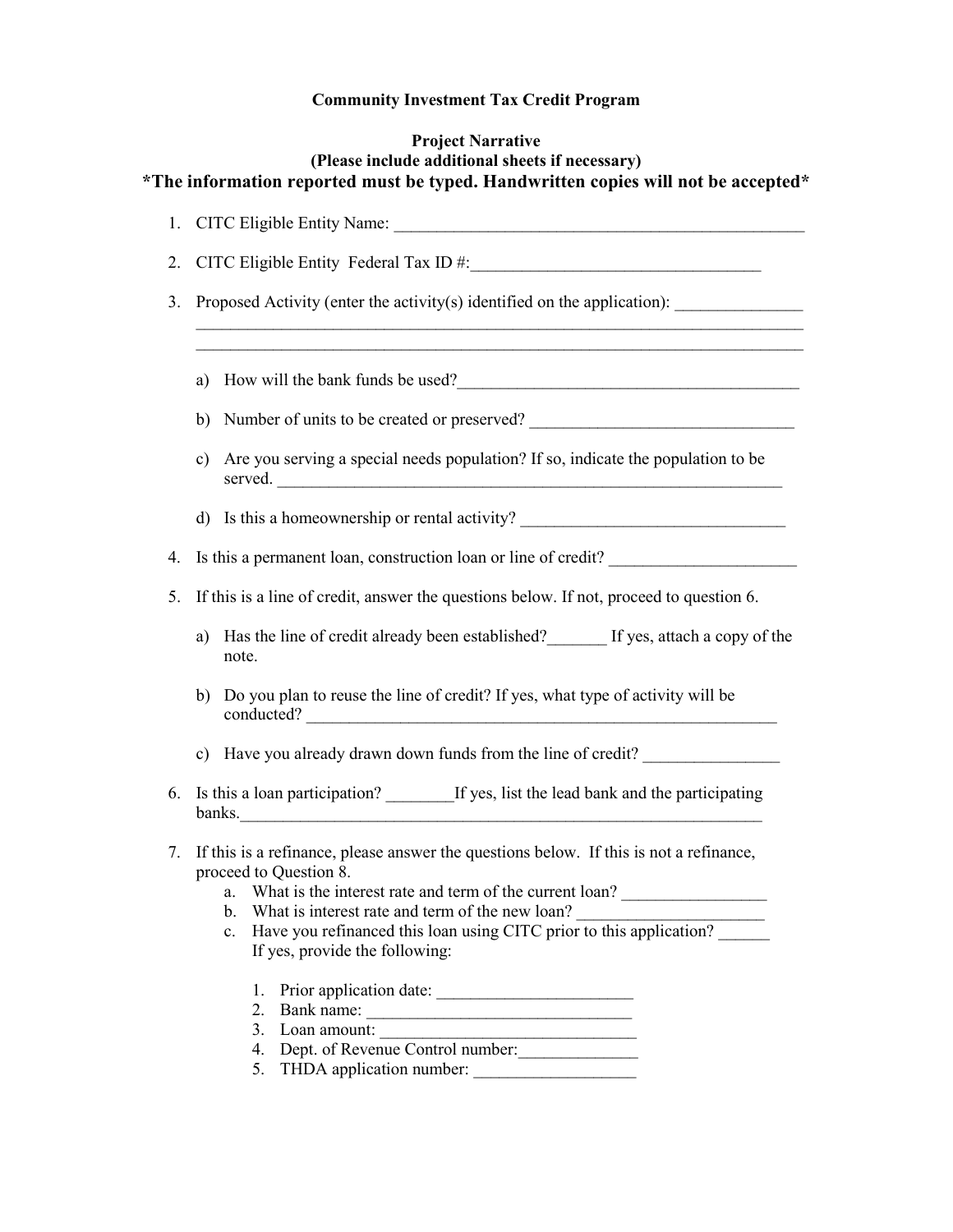**Community Investment Tax Credit Program**

**Project Narrative**
**(Please include additional sheets if necessary)**
**\*The information reported must be typed. Handwritten copies will not be accepted\***

1. CITC Eligible Entity Name: ___________________________________________________

2. CITC Eligible Entity Federal Tax ID #:___________________________________

3. Proposed Activity (enter the activity(s) identified on the application): _______________
___________________________________________________________________________
___________________________________________________________________________

    a) How will the bank funds be used?_________________________________________

    b) Number of units to be created or preserved? _______________________________

    c) Are you serving a special needs population? If so, indicate the population to be served. ______________________________________________________________

    d) Is this a homeownership or rental activity? _______________________________

4. Is this a permanent loan, construction loan or line of credit? ______________________

5. If this is a line of credit, answer the questions below. If not, proceed to question 6.

    a) Has the line of credit already been established?_______ If yes, attach a copy of the note.

    b) Do you plan to reuse the line of credit? If yes, what type of activity will be conducted? _________________________________________________________

    c) Have you already drawn down funds from the line of credit? ________________

6. Is this a loan participation? ________If yes, list the lead bank and the participating banks.______________________________________________________________

7. If this is a refinance, please answer the questions below. If this is not a refinance, proceed to Question 8.
    a. What is the interest rate and term of the current loan? _________________
    b. What is interest rate and term of the new loan? ______________________
    c. Have you refinanced this loan using CITC prior to this application? ______ If yes, provide the following:

        1. Prior application date: _______________________
        2. Bank name: _______________________________
        3. Loan amount: ______________________________
        4. Dept. of Revenue Control number:______________
        5. THDA application number: ___________________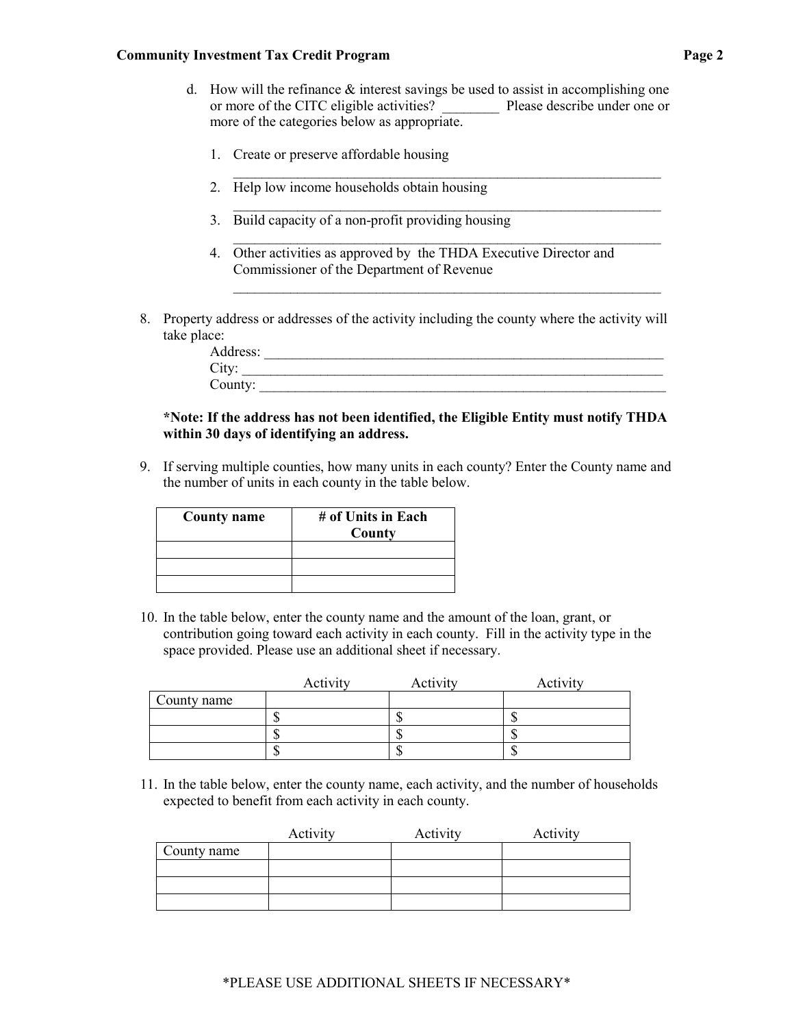d. How will the refinance & interest savings be used to assist in accomplishing one or more of the CITC eligible activities? ________ Please describe under one or more of the categories below as appropriate.

   1. Create or preserve affordable housing
      _______________________________________________________________
   2. Help low income households obtain housing
      _______________________________________________________________
   3. Build capacity of a non-profit providing housing
      _______________________________________________________________
   4. Other activities as approved by the THDA Executive Director and Commissioner of the Department of Revenue
      _______________________________________________________________

8. Property address or addresses of the activity including the county where the activity will take place:

   Address: ___________________________________________________________
   City: ______________________________________________________________
   County: ____________________________________________________________

   **\*Note: If the address has not been identified, the Eligible Entity must notify THDA within 30 days of identifying an address.**

9. If serving multiple counties, how many units in each county? Enter the County name and the number of units in each county in the table below.

| County name | # of Units in Each County |
|---|---|
| | |
| | |
| | |

10. In the table below, enter the county name and the amount of the loan, grant, or contribution going toward each activity in each county. Fill in the activity type in the space provided. Please use an additional sheet if necessary.

| | Activity | Activity | Activity |
|---|---|---|---|
| County name | | | |
| | $ | $ | $ |
| | $ | $ | $ |
| | $ | $ | $ |

11. In the table below, enter the county name, each activity, and the number of households expected to benefit from each activity in each county.

| | Activity | Activity | Activity |
|---|---|---|---|
| County name | | | |
| | | | |
| | | | |
| | | | |

\*PLEASE USE ADDITIONAL SHEETS IF NECESSARY\*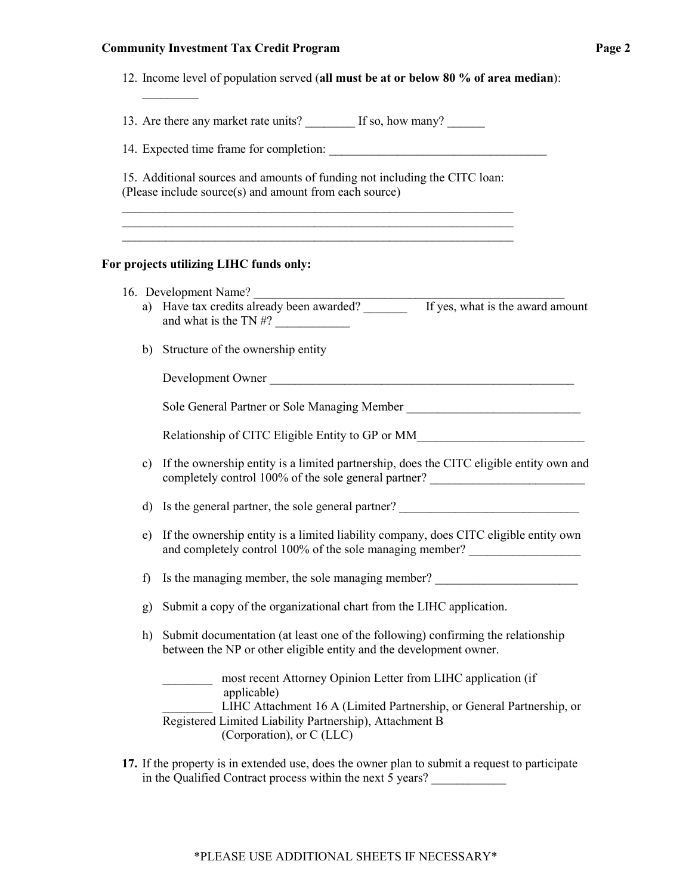12. Income level of population served (**all must be at or below 80 % of area median**): _________

13. Are there any market rate units? ________ If so, how many? ______

14. Expected time frame for completion: ___________________________________

15. Additional sources and amounts of funding not including the CITC loan: (Please include source(s) and amount from each source)

_______________________________________________________________
_______________________________________________________________
_______________________________________________________________

**For projects utilizing LIHC funds only:**

16. Development Name? ___________________________________________________
    a) Have tax credits already been awarded? _______ If yes, what is the award amount and what is the TN #? ____________

    b) Structure of the ownership entity

       Development Owner __________________________________________________

       Sole General Partner or Sole Managing Member ____________________________

       Relationship of CITC Eligible Entity to GP or MM___________________________

    c) If the ownership entity is a limited partnership, does the CITC eligible entity own and completely control 100% of the sole general partner? _________________________

    d) Is the general partner, the sole general partner? _____________________________

    e) If the ownership entity is a limited liability company, does CITC eligible entity own and completely control 100% of the sole managing member? __________________

    f) Is the managing member, the sole managing member? _______________________

    g) Submit a copy of the organizational chart from the LIHC application.

    h) Submit documentation (at least one of the following) confirming the relationship between the NP or other eligible entity and the development owner.

       ________ most recent Attorney Opinion Letter from LIHC application (if applicable)
       ________ LIHC Attachment 16 A (Limited Partnership, or General Partnership, or Registered Limited Liability Partnership), Attachment B (Corporation), or C (LLC)

**17.** If the property is in extended use, does the owner plan to submit a request to participate in the Qualified Contract process within the next 5 years? ____________

*PLEASE USE ADDITIONAL SHEETS IF NECESSARY*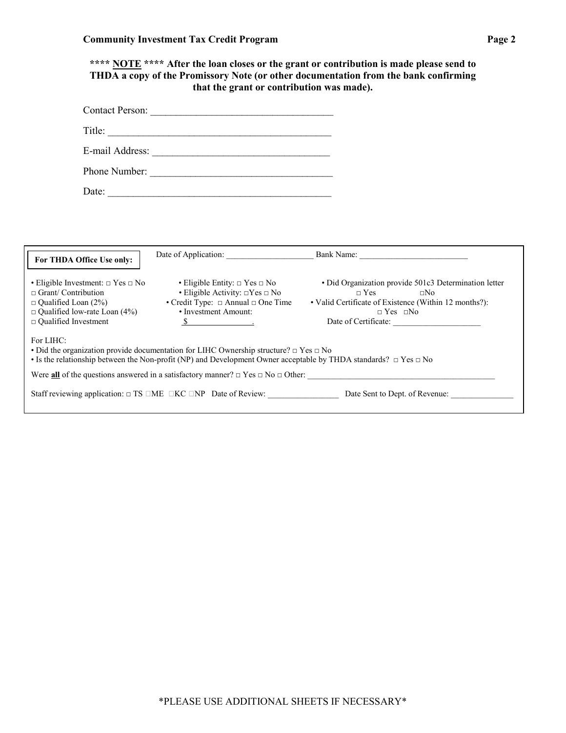**\*\*\*\* NOTE \*\*\*\* After the loan closes or the grant or contribution is made please send to THDA a copy of the Promissory Note (or other documentation from the bank confirming that the grant or contribution was made).**

Contact Person: ___________________________________

Title: ___________________________________________

E-mail Address: __________________________________

Phone Number: ___________________________________

Date: ___________________________________________

---

**For THDA Office Use only:**

Date of Application: ____________________ Bank Name: _________________________

• Eligible Investment: □ Yes □ No
□ Grant/ Contribution
□ Qualified Loan (2%)
□ Qualified low-rate Loan (4%)
□ Qualified Investment

• Eligible Entity: □ Yes □ No
• Eligible Activity: □Yes □ No
• Credit Type: □ Annual □ One Time
• Investment Amount:
$ ______________.

• Did Organization provide 501c3 Determination letter
□ Yes □No
• Valid Certificate of Existence (Within 12 months?):
□ Yes □No
Date of Certificate: ____________________

For LIHC:
• Did the organization provide documentation for LIHC Ownership structure? □ Yes □ No
• Is the relationship between the Non-profit (NP) and Development Owner acceptable by THDA standards? □ Yes □ No

Were **all** of the questions answered in a satisfactory manner? □ Yes □ No □ Other: _____________________________________________

Staff reviewing application: □ TS □ME □KC □NP Date of Review: ________________ Date Sent to Dept. of Revenue: ______________

\*PLEASE USE ADDITIONAL SHEETS IF NECESSARY\*